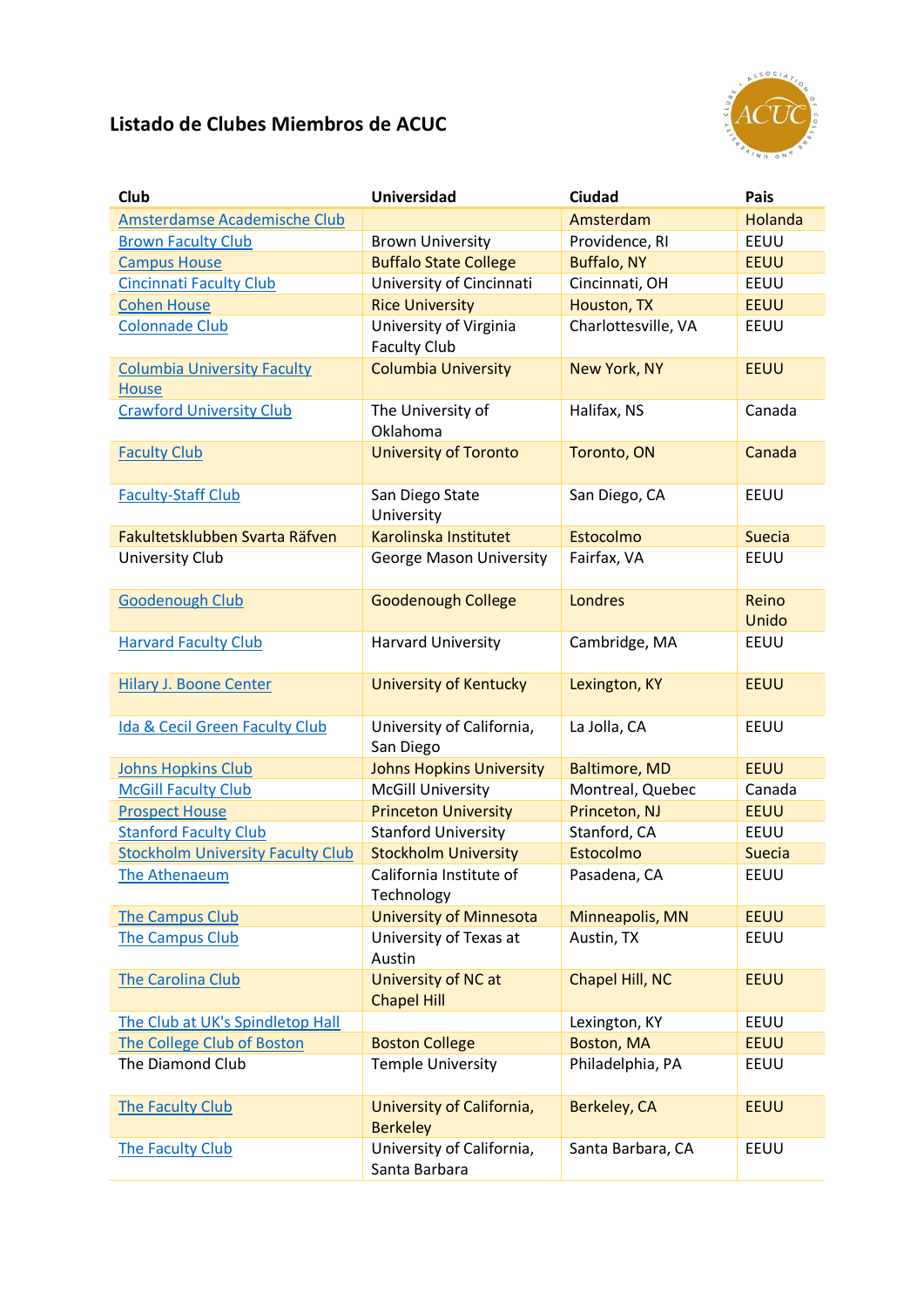## Listado de Clubes Miembros de ACUC

| Club | Universidad | Ciudad | Pais |
|---|---|---|---|
| Amsterdamse Academische Club | | Amsterdam | Holanda |
| Brown Faculty Club | Brown University | Providence, RI | EEUU |
| Campus House | Buffalo State College | Buffalo, NY | EEUU |
| Cincinnati Faculty Club | University of Cincinnati | Cincinnati, OH | EEUU |
| Cohen House | Rice University | Houston, TX | EEUU |
| Colonnade Club | University of Virginia Faculty Club | Charlottesville, VA | EEUU |
| Columbia University Faculty House | Columbia University | New York, NY | EEUU |
| Crawford University Club | The University of Oklahoma | Halifax, NS | Canada |
| Faculty Club | University of Toronto | Toronto, ON | Canada |
| Faculty-Staff Club | San Diego State University | San Diego, CA | EEUU |
| Fakultetsklubben Svarta Räfven | Karolinska Institutet | Estocolmo | Suecia |
| University Club | George Mason University | Fairfax, VA | EEUU |
| Goodenough Club | Goodenough College | Londres | Reino Unido |
| Harvard Faculty Club | Harvard University | Cambridge, MA | EEUU |
| Hilary J. Boone Center | University of Kentucky | Lexington, KY | EEUU |
| Ida & Cecil Green Faculty Club | University of California, San Diego | La Jolla, CA | EEUU |
| Johns Hopkins Club | Johns Hopkins University | Baltimore, MD | EEUU |
| McGill Faculty Club | McGill University | Montreal, Quebec | Canada |
| Prospect House | Princeton University | Princeton, NJ | EEUU |
| Stanford Faculty Club | Stanford University | Stanford, CA | EEUU |
| Stockholm University Faculty Club | Stockholm University | Estocolmo | Suecia |
| The Athenaeum | California Institute of Technology | Pasadena, CA | EEUU |
| The Campus Club | University of Minnesota | Minneapolis, MN | EEUU |
| The Campus Club | University of Texas at Austin | Austin, TX | EEUU |
| The Carolina Club | University of NC at Chapel Hill | Chapel Hill, NC | EEUU |
| The Club at UK's Spindletop Hall | | Lexington, KY | EEUU |
| The College Club of Boston | Boston College | Boston, MA | EEUU |
| The Diamond Club | Temple University | Philadelphia, PA | EEUU |
| The Faculty Club | University of California, Berkeley | Berkeley, CA | EEUU |
| The Faculty Club | University of California, Santa Barbara | Santa Barbara, CA | EEUU |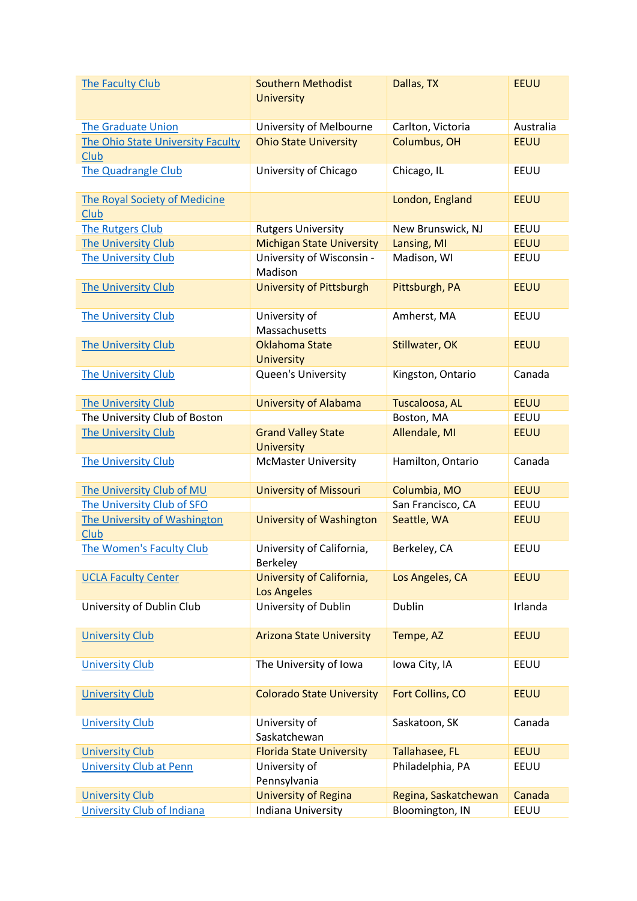| | | | |
|---|---|---|---|
| The Faculty Club | Southern Methodist University | Dallas, TX | EEUU |
| The Graduate Union | University of Melbourne | Carlton, Victoria | Australia |
| The Ohio State University Faculty Club | Ohio State University | Columbus, OH | EEUU |
| The Quadrangle Club | University of Chicago | Chicago, IL | EEUU |
| The Royal Society of Medicine Club | | London, England | EEUU |
| The Rutgers Club | Rutgers University | New Brunswick, NJ | EEUU |
| The University Club | Michigan State University | Lansing, MI | EEUU |
| The University Club | University of Wisconsin - Madison | Madison, WI | EEUU |
| The University Club | University of Pittsburgh | Pittsburgh, PA | EEUU |
| The University Club | University of Massachusetts | Amherst, MA | EEUU |
| The University Club | Oklahoma State University | Stillwater, OK | EEUU |
| The University Club | Queen's University | Kingston, Ontario | Canada |
| The University Club | University of Alabama | Tuscaloosa, AL | EEUU |
| The University Club of Boston | | Boston, MA | EEUU |
| The University Club | Grand Valley State University | Allendale, MI | EEUU |
| The University Club | McMaster University | Hamilton, Ontario | Canada |
| The University Club of MU | University of Missouri | Columbia, MO | EEUU |
| The University Club of SFO | | San Francisco, CA | EEUU |
| The University of Washington Club | University of Washington | Seattle, WA | EEUU |
| The Women's Faculty Club | University of California, Berkeley | Berkeley, CA | EEUU |
| UCLA Faculty Center | University of California, Los Angeles | Los Angeles, CA | EEUU |
| University of Dublin Club | University of Dublin | Dublin | Irlanda |
| University Club | Arizona State University | Tempe, AZ | EEUU |
| University Club | The University of Iowa | Iowa City, IA | EEUU |
| University Club | Colorado State University | Fort Collins, CO | EEUU |
| University Club | University of Saskatchewan | Saskatoon, SK | Canada |
| University Club | Florida State University | Tallahasee, FL | EEUU |
| University Club at Penn | University of Pennsylvania | Philadelphia, PA | EEUU |
| University Club | University of Regina | Regina, Saskatchewan | Canada |
| University Club of Indiana | Indiana University | Bloomington, IN | EEUU |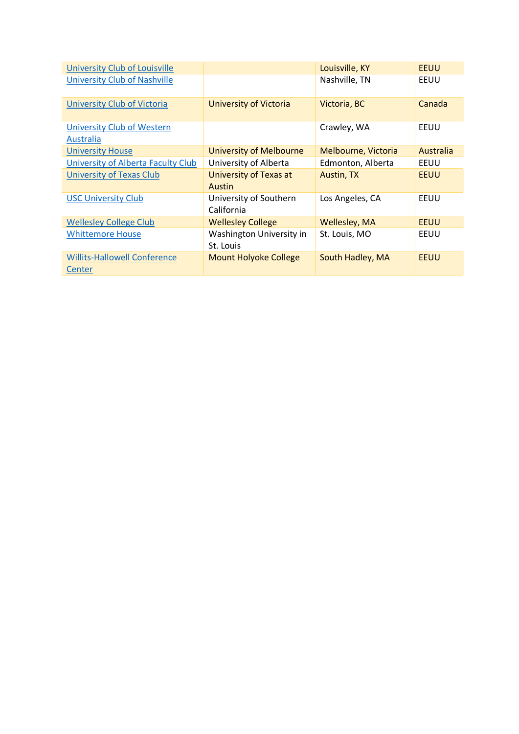| | | | |
|---|---|---|---|
| University Club of Louisville | | Louisville, KY | EEUU |
| University Club of Nashville | | Nashville, TN | EEUU |
| University Club of Victoria | University of Victoria | Victoria, BC | Canada |
| University Club of Western Australia | | Crawley, WA | EEUU |
| University House | University of Melbourne | Melbourne, Victoria | Australia |
| University of Alberta Faculty Club | University of Alberta | Edmonton, Alberta | EEUU |
| University of Texas Club | University of Texas at Austin | Austin, TX | EEUU |
| USC University Club | University of Southern California | Los Angeles, CA | EEUU |
| Wellesley College Club | Wellesley College | Wellesley, MA | EEUU |
| Whittemore House | Washington University in St. Louis | St. Louis, MO | EEUU |
| Willits-Hallowell Conference Center | Mount Holyoke College | South Hadley, MA | EEUU |